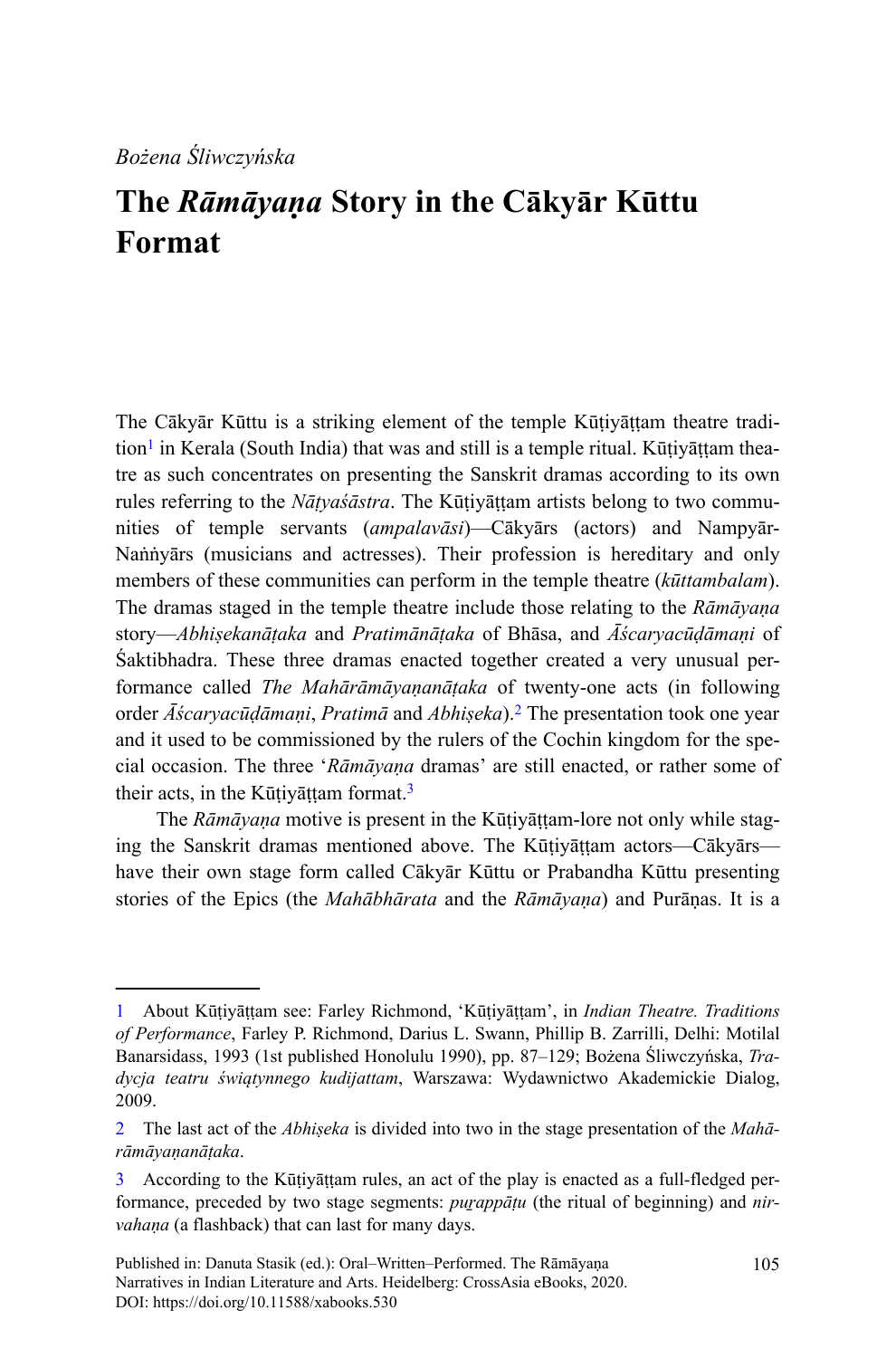*Bożena Śliwczyńska*

# The *Rāmāyaṇa* Story in the Cākyār Kūttu Format

The Cākyār Kūttu is a striking element of the temple Kūṭiyāṭṭam theatre tradition[1] in Kerala (South India) that was and still is a temple ritual. Kūṭiyāṭṭam theatre as such concentrates on presenting the Sanskrit dramas according to its own rules referring to the *Nāṭyaśāstra*. The Kūṭiyāṭṭam artists belong to two communities of temple servants (*ampalavāsi*)—Cākyārs (actors) and Nampyār-Naṅṅyārs (musicians and actresses). Their profession is hereditary and only members of these communities can perform in the temple theatre (*kūttambalam*). The dramas staged in the temple theatre include those relating to the *Rāmāyaṇa* story—*Abhiṣekanāṭaka* and *Pratimānāṭaka* of Bhāsa, and *Āścaryacūḍāmaṇi* of Śaktibhadra. These three dramas enacted together created a very unusual performance called *The Mahārāmāyaṇanāṭaka* of twenty-one acts (in following order *Āścaryacūḍāmaṇi*, *Pratimā* and *Abhiṣeka*).[2] The presentation took one year and it used to be commissioned by the rulers of the Cochin kingdom for the special occasion. The three '*Rāmāyaṇa* dramas' are still enacted, or rather some of their acts, in the Kūṭiyāṭṭam format.[3]

The *Rāmāyaṇa* motive is present in the Kūṭiyāṭṭam-lore not only while staging the Sanskrit dramas mentioned above. The Kūṭiyāṭṭam actors—Cākyārs—have their own stage form called Cākyār Kūttu or Prabandha Kūttu presenting stories of the Epics (the *Mahābhārata* and the *Rāmāyaṇa*) and Purāṇas. It is a

---

1 About Kūṭiyāṭṭam see: Farley Richmond, 'Kūṭiyāṭṭam', in *Indian Theatre. Traditions of Performance*, Farley P. Richmond, Darius L. Swann, Phillip B. Zarrilli, Delhi: Motilal Banarsidass, 1993 (1st published Honolulu 1990), pp. 87–129; Bożena Śliwczyńska, *Tradycja teatru świątynnego kudijattam*, Warszawa: Wydawnictwo Akademickie Dialog, 2009.

2 The last act of the *Abhiṣeka* is divided into two in the stage presentation of the *Mahārāmāyaṇanāṭaka*.

3 According to the Kūṭiyāṭṭam rules, an act of the play is enacted as a full-fledged performance, preceded by two stage segments: *puṟappāṭu* (the ritual of beginning) and *nirvahaṇa* (a flashback) that can last for many days.

Published in: Danuta Stasik (ed.): Oral–Written–Performed. The Rāmāyaṇa Narratives in Indian Literature and Arts. Heidelberg: CrossAsia eBooks, 2020. DOI: https://doi.org/10.11588/xabooks.530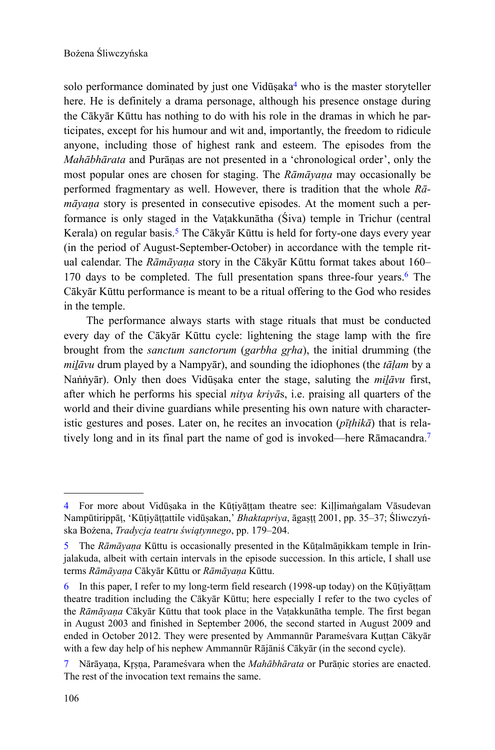solo performance dominated by just one Vidūṣaka[4] who is the master storyteller here. He is definitely a drama personage, although his presence onstage during the Cākyār Kūttu has nothing to do with his role in the dramas in which he participates, except for his humour and wit and, importantly, the freedom to ridicule anyone, including those of highest rank and esteem. The episodes from the *Mahābhārata* and Purāṇas are not presented in a 'chronological order', only the most popular ones are chosen for staging. The *Rāmāyaṇa* may occasionally be performed fragmentary as well. However, there is tradition that the whole *Rāmāyaṇa* story is presented in consecutive episodes. At the moment such a performance is only staged in the Vaṭakkunātha (Śiva) temple in Trichur (central Kerala) on regular basis.[5] The Cākyār Kūttu is held for forty-one days every year (in the period of August-September-October) in accordance with the temple ritual calendar. The *Rāmāyaṇa* story in the Cākyār Kūttu format takes about 160–170 days to be completed. The full presentation spans three-four years.[6] The Cākyār Kūttu performance is meant to be a ritual offering to the God who resides in the temple.

The performance always starts with stage rituals that must be conducted every day of the Cākyār Kūttu cycle: lightening the stage lamp with the fire brought from the *sanctum sanctorum* (*garbha gṛha*), the initial drumming (the *miḻāvu* drum played by a Nampyār), and sounding the idiophones (the *tāḷam* by a Naṅṅyār). Only then does Vidūṣaka enter the stage, saluting the *miḻāvu* first, after which he performs his special *nitya kriyā*s, i.e. praising all quarters of the world and their divine guardians while presenting his own nature with characteristic gestures and poses. Later on, he recites an invocation (*pīṭhikā*) that is relatively long and in its final part the name of god is invoked—here Rāmacandra.[7]

---

4 For more about Vidūṣaka in the Kūṭiyāṭṭam theatre see: Kiḷḷimaṅgalam Vāsudevan Nampūtirippāṭ, 'Kūṭiyāṭṭattile vidūṣakan,' *Bhaktapriya*, āgaṣṭ 2001, pp. 35–37; Śliwczyńska Bożena, *Tradycja teatru świątynnego*, pp. 179–204.

5 The *Rāmāyaṇa* Kūttu is occasionally presented in the Kūṭalmāṇikkam temple in Irinjalakuda, albeit with certain intervals in the episode succession. In this article, I shall use terms *Rāmāyaṇa* Cākyār Kūttu or *Rāmāyaṇa* Kūttu.

6 In this paper, I refer to my long-term field research (1998-up today) on the Kūṭiyāṭṭam theatre tradition including the Cākyār Kūttu; here especially I refer to the two cycles of the *Rāmāyaṇa* Cākyār Kūttu that took place in the Vaṭakkunātha temple. The first began in August 2003 and finished in September 2006, the second started in August 2009 and ended in October 2012. They were presented by Ammannūr Parameśvara Kuṭṭan Cākyār with a few day help of his nephew Ammannūr Rājāniś Cākyār (in the second cycle).

7 Nārāyaṇa, Kṛṣṇa, Parameśvara when the *Mahābhārata* or Purāṇic stories are enacted. The rest of the invocation text remains the same.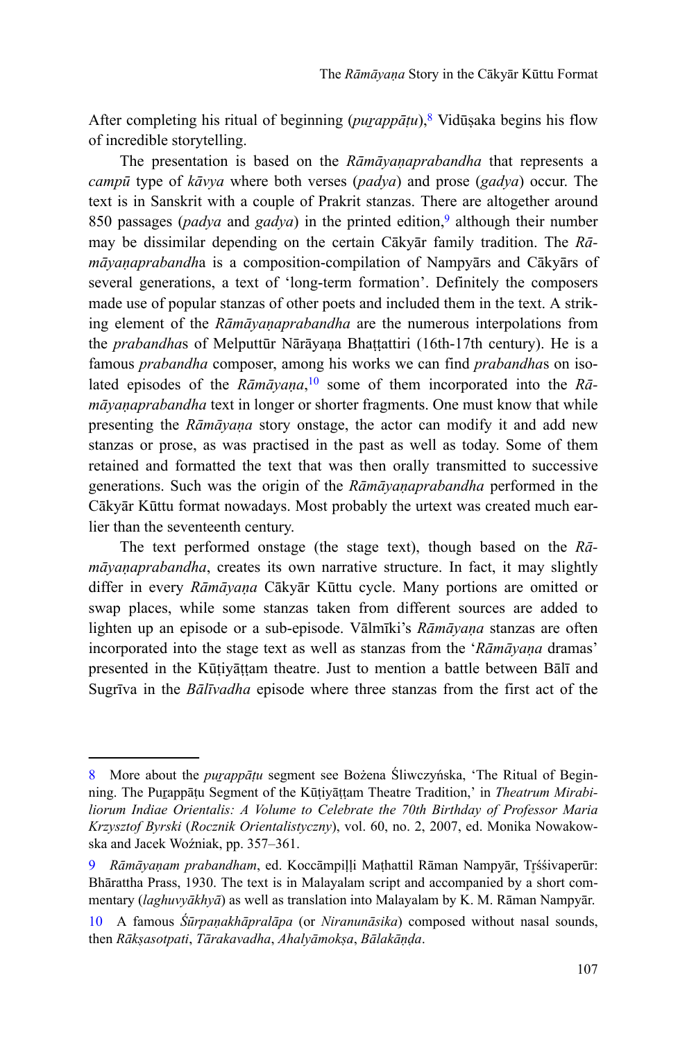After completing his ritual of beginning (*puṟappāṭu*),[8] Vidūṣaka begins his flow of incredible storytelling.

The presentation is based on the *Rāmāyaṇaprabandha* that represents a *campū* type of *kāvya* where both verses (*padya*) and prose (*gadya*) occur. The text is in Sanskrit with a couple of Prakrit stanzas. There are altogether around 850 passages (*padya* and *gadya*) in the printed edition,[9] although their number may be dissimilar depending on the certain Cākyār family tradition. The *Rāmāyaṇaprabandha* is a composition-compilation of Nampyārs and Cākyārs of several generations, a text of 'long-term formation'. Definitely the composers made use of popular stanzas of other poets and included them in the text. A striking element of the *Rāmāyaṇaprabandha* are the numerous interpolations from the *prabandha*s of Melputtūr Nārāyaṇa Bhaṭṭattiri (16th-17th century). He is a famous *prabandha* composer, among his works we can find *prabandha*s on isolated episodes of the *Rāmāyaṇa*,[10] some of them incorporated into the *Rāmāyaṇaprabandha* text in longer or shorter fragments. One must know that while presenting the *Rāmāyaṇa* story onstage, the actor can modify it and add new stanzas or prose, as was practised in the past as well as today. Some of them retained and formatted the text that was then orally transmitted to successive generations. Such was the origin of the *Rāmāyaṇaprabandha* performed in the Cākyār Kūttu format nowadays. Most probably the urtext was created much earlier than the seventeenth century.

The text performed onstage (the stage text), though based on the *Rāmāyaṇaprabandha*, creates its own narrative structure. In fact, it may slightly differ in every *Rāmāyaṇa* Cākyār Kūttu cycle. Many portions are omitted or swap places, while some stanzas taken from different sources are added to lighten up an episode or a sub-episode. Vālmīki's *Rāmāyaṇa* stanzas are often incorporated into the stage text as well as stanzas from the '*Rāmāyaṇa* dramas' presented in the Kūṭiyāṭṭam theatre. Just to mention a battle between Bālī and Sugrīva in the *Bālīvadha* episode where three stanzas from the first act of the

---

8 More about the *puṟappāṭu* segment see Bożena Śliwczyńska, 'The Ritual of Beginning. The Puṟappāṭu Segment of the Kūṭiyāṭṭam Theatre Tradition,' in *Theatrum Mirabiliorum Indiae Orientalis: A Volume to Celebrate the 70th Birthday of Professor Maria Krzysztof Byrski* (*Rocznik Orientalistyczny*), vol. 60, no. 2, 2007, ed. Monika Nowakowska and Jacek Woźniak, pp. 357–361.

9 *Rāmāyaṇam prabandham*, ed. Koccāmpiḷḷi Maṭhattil Rāman Nampyār, Tṛśśivaperūr: Bhārattha Prass, 1930. The text is in Malayalam script and accompanied by a short commentary (*laghuvyākhyā*) as well as translation into Malayalam by K. M. Rāman Nampyār.

10 A famous *Śūrpaṇakhāpralāpa* (or *Niranunāsika*) composed without nasal sounds, then *Rākṣasotpati*, *Tārakavadha*, *Ahalyāmokṣa*, *Bālakāṇḍa*.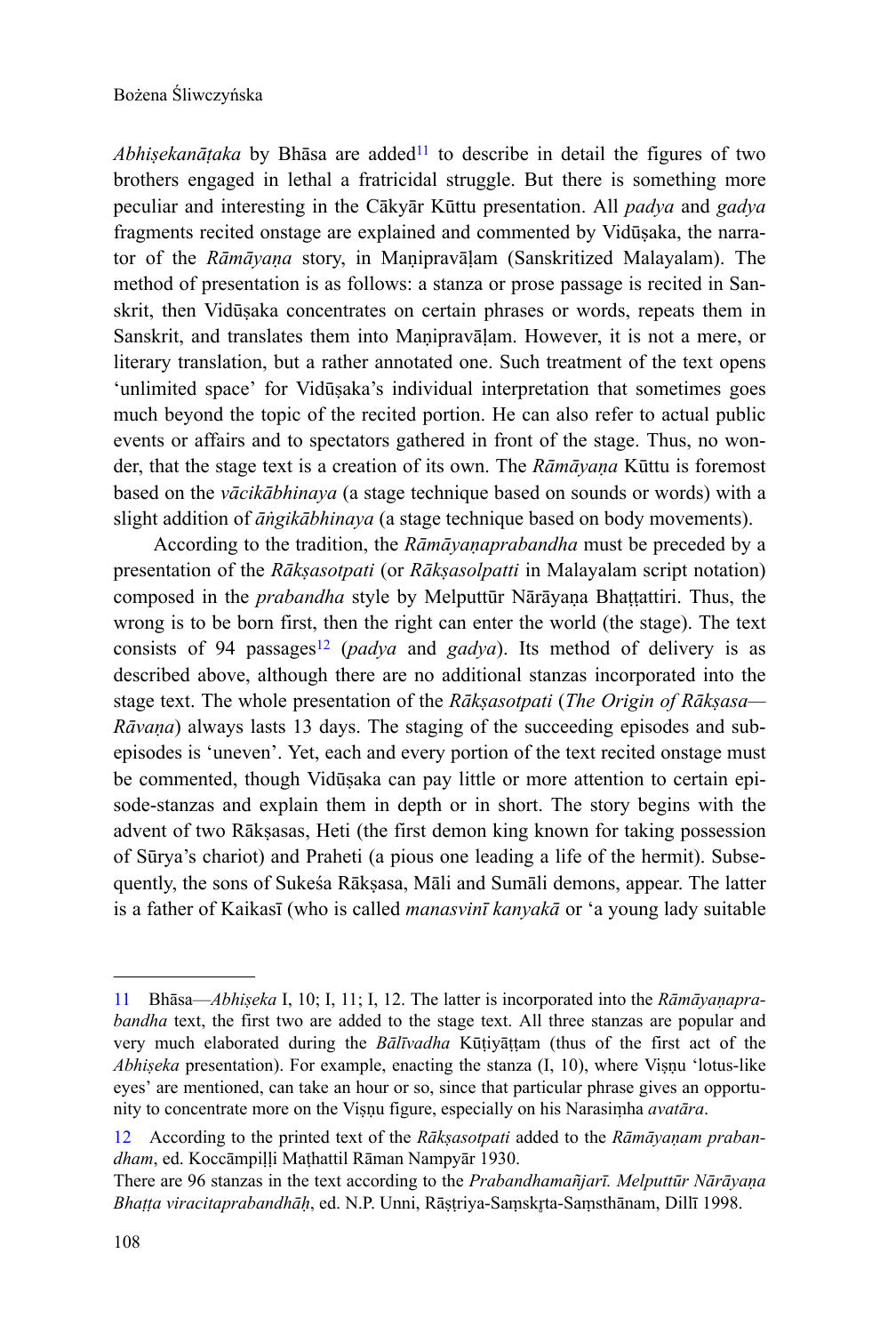*Abhiṣekanāṭaka* by Bhāsa are added[11] to describe in detail the figures of two brothers engaged in lethal a fratricidal struggle. But there is something more peculiar and interesting in the Cākyār Kūttu presentation. All *padya* and *gadya* fragments recited onstage are explained and commented by Vidūṣaka, the narrator of the *Rāmāyaṇa* story, in Maṇipravāḷam (Sanskritized Malayalam). The method of presentation is as follows: a stanza or prose passage is recited in Sanskrit, then Vidūṣaka concentrates on certain phrases or words, repeats them in Sanskrit, and translates them into Maṇipravāḷam. However, it is not a mere, or literary translation, but a rather annotated one. Such treatment of the text opens 'unlimited space' for Vidūṣaka's individual interpretation that sometimes goes much beyond the topic of the recited portion. He can also refer to actual public events or affairs and to spectators gathered in front of the stage. Thus, no wonder, that the stage text is a creation of its own. The *Rāmāyaṇa* Kūttu is foremost based on the *vācikābhinaya* (a stage technique based on sounds or words) with a slight addition of *āṅgikābhinaya* (a stage technique based on body movements).

According to the tradition, the *Rāmāyaṇaprabandha* must be preceded by a presentation of the *Rākṣasotpati* (or *Rākṣasolpatti* in Malayalam script notation) composed in the *prabandha* style by Melputtūr Nārāyaṇa Bhaṭṭattiri. Thus, the wrong is to be born first, then the right can enter the world (the stage). The text consists of 94 passages[12] (*padya* and *gadya*). Its method of delivery is as described above, although there are no additional stanzas incorporated into the stage text. The whole presentation of the *Rākṣasotpati* (*The Origin of Rākṣasa—Rāvaṇa*) always lasts 13 days. The staging of the succeeding episodes and sub-episodes is 'uneven'. Yet, each and every portion of the text recited onstage must be commented, though Vidūṣaka can pay little or more attention to certain episode-stanzas and explain them in depth or in short. The story begins with the advent of two Rākṣasas, Heti (the first demon king known for taking possession of Sūrya's chariot) and Praheti (a pious one leading a life of the hermit). Subsequently, the sons of Sukeśa Rākṣasa, Māli and Sumāli demons, appear. The latter is a father of Kaikasī (who is called *manasvinī kanyakā* or 'a young lady suitable

---

11 Bhāsa—*Abhiṣeka* I, 10; I, 11; I, 12. The latter is incorporated into the *Rāmāyaṇaprabandha* text, the first two are added to the stage text. All three stanzas are popular and very much elaborated during the *Bālīvadha* Kūṭiyāṭṭam (thus of the first act of the *Abhiṣeka* presentation). For example, enacting the stanza (I, 10), where Viṣṇu 'lotus-like eyes' are mentioned, can take an hour or so, since that particular phrase gives an opportunity to concentrate more on the Viṣṇu figure, especially on his Narasiṃha *avatāra*.

12 According to the printed text of the *Rākṣasotpati* added to the *Rāmāyaṇam prabandham*, ed. Koccāmpiḷḷi Maṭhattil Rāman Nampyār 1930.
There are 96 stanzas in the text according to the *Prabandhamañjarī. Melputtūr Nārāyaṇa Bhaṭṭa viracitaprabandhāḥ*, ed. N.P. Unni, Rāṣṭriya-Saṃskṛta-Saṃsthānam, Dillī 1998.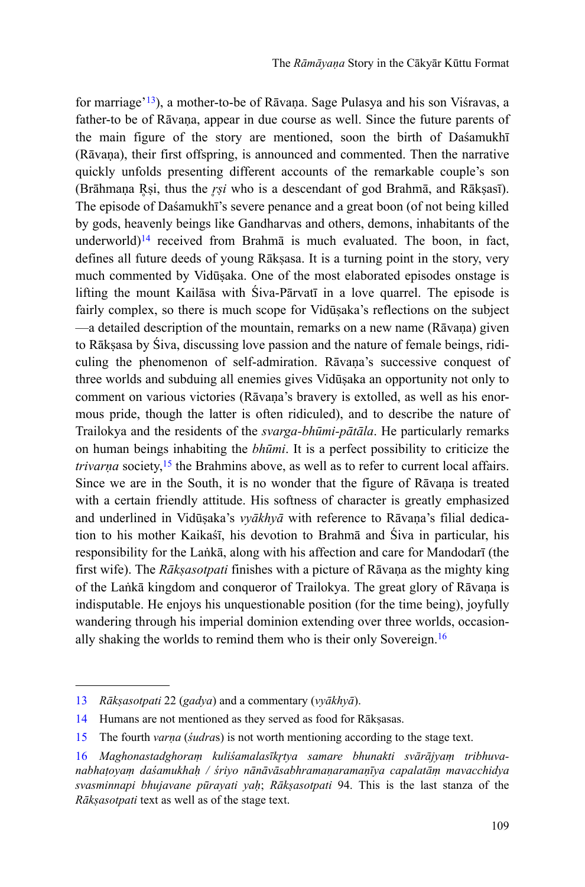for marriage'[13]), a mother-to-be of Rāvaṇa. Sage Pulasya and his son Viśravas, a father-to be of Rāvaṇa, appear in due course as well. Since the future parents of the main figure of the story are mentioned, soon the birth of Daśamukhī (Rāvaṇa), their first offspring, is announced and commented. Then the narrative quickly unfolds presenting different accounts of the remarkable couple's son (Brāhmaṇa Ṛṣi, thus the *ṛṣi* who is a descendant of god Brahmā, and Rākṣasī). The episode of Daśamukhī's severe penance and a great boon (of not being killed by gods, heavenly beings like Gandharvas and others, demons, inhabitants of the underworld)[14] received from Brahmā is much evaluated. The boon, in fact, defines all future deeds of young Rākṣasa. It is a turning point in the story, very much commented by Vidūṣaka. One of the most elaborated episodes onstage is lifting the mount Kailāsa with Śiva-Pārvatī in a love quarrel. The episode is fairly complex, so there is much scope for Vidūṣaka's reflections on the subject —a detailed description of the mountain, remarks on a new name (Rāvaṇa) given to Rākṣasa by Śiva, discussing love passion and the nature of female beings, ridiculing the phenomenon of self-admiration. Rāvaṇa's successive conquest of three worlds and subduing all enemies gives Vidūṣaka an opportunity not only to comment on various victories (Rāvaṇa's bravery is extolled, as well as his enormous pride, though the latter is often ridiculed), and to describe the nature of Trailokya and the residents of the *svarga-bhūmi-pātāla*. He particularly remarks on human beings inhabiting the *bhūmi*. It is a perfect possibility to criticize the *trivarṇa* society,[15] the Brahmins above, as well as to refer to current local affairs. Since we are in the South, it is no wonder that the figure of Rāvaṇa is treated with a certain friendly attitude. His softness of character is greatly emphasized and underlined in Vidūṣaka's *vyākhyā* with reference to Rāvaṇa's filial dedication to his mother Kaikaśī, his devotion to Brahmā and Śiva in particular, his responsibility for the Laṅkā, along with his affection and care for Mandodarī (the first wife). The *Rākṣasotpati* finishes with a picture of Rāvaṇa as the mighty king of the Laṅkā kingdom and conqueror of Trailokya. The great glory of Rāvaṇa is indisputable. He enjoys his unquestionable position (for the time being), joyfully wandering through his imperial dominion extending over three worlds, occasionally shaking the worlds to remind them who is their only Sovereign.[16]

---

13 *Rākṣasotpati* 22 (*gadya*) and a commentary (*vyākhyā*).

14 Humans are not mentioned as they served as food for Rākṣasas.

15 The fourth *varṇa* (*śudra*s) is not worth mentioning according to the stage text.

16 *Maghonastadghoraṃ kuliśamalasīkṛtya samare bhunakti svārājyaṃ tribhuvanabhaṭoyaṃ daśamukhaḥ / śriyo nānāvāsabhramaṇaramaṇīya capalatāṃ mavacchidya svasminnapi bhujavane pūrayati yaḥ*; *Rākṣasotpati* 94. This is the last stanza of the *Rākṣasotpati* text as well as of the stage text.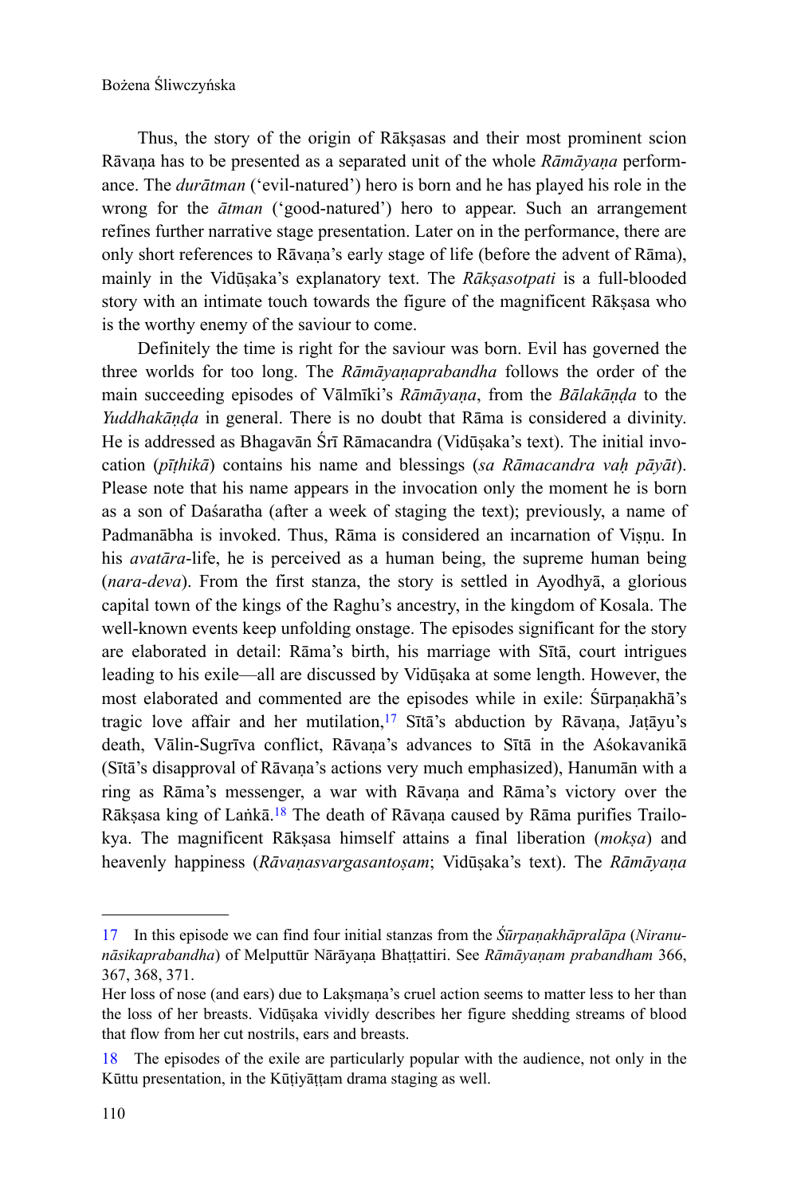Thus, the story of the origin of Rākṣasas and their most prominent scion Rāvaṇa has to be presented as a separated unit of the whole *Rāmāyaṇa* performance. The *durātman* ('evil-natured') hero is born and he has played his role in the wrong for the *ātman* ('good-natured') hero to appear. Such an arrangement refines further narrative stage presentation. Later on in the performance, there are only short references to Rāvaṇa's early stage of life (before the advent of Rāma), mainly in the Vidūṣaka's explanatory text. The *Rākṣasotpati* is a full-blooded story with an intimate touch towards the figure of the magnificent Rākṣasa who is the worthy enemy of the saviour to come.

Definitely the time is right for the saviour was born. Evil has governed the three worlds for too long. The *Rāmāyaṇaprabandha* follows the order of the main succeeding episodes of Vālmīki's *Rāmāyaṇa*, from the *Bālakāṇḍa* to the *Yuddhakāṇḍa* in general. There is no doubt that Rāma is considered a divinity. He is addressed as Bhagavān Śrī Rāmacandra (Vidūṣaka's text). The initial invocation (*pīṭhikā*) contains his name and blessings (*sa Rāmacandra vaḥ pāyāt*). Please note that his name appears in the invocation only the moment he is born as a son of Daśaratha (after a week of staging the text); previously, a name of Padmanābha is invoked. Thus, Rāma is considered an incarnation of Viṣṇu. In his *avatāra*-life, he is perceived as a human being, the supreme human being (*nara-deva*). From the first stanza, the story is settled in Ayodhyā, a glorious capital town of the kings of the Raghu's ancestry, in the kingdom of Kosala. The well-known events keep unfolding onstage. The episodes significant for the story are elaborated in detail: Rāma's birth, his marriage with Sītā, court intrigues leading to his exile—all are discussed by Vidūṣaka at some length. However, the most elaborated and commented are the episodes while in exile: Śūrpaṇakhā's tragic love affair and her mutilation,[17] Sītā's abduction by Rāvaṇa, Jaṭāyu's death, Vālin-Sugrīva conflict, Rāvaṇa's advances to Sītā in the Aśokavanikā (Sītā's disapproval of Rāvaṇa's actions very much emphasized), Hanumān with a ring as Rāma's messenger, a war with Rāvaṇa and Rāma's victory over the Rākṣasa king of Laṅkā.[18] The death of Rāvaṇa caused by Rāma purifies Trailokya. The magnificent Rākṣasa himself attains a final liberation (*mokṣa*) and heavenly happiness (*Rāvaṇasvargasantoṣam*; Vidūṣaka's text). The *Rāmāyaṇa*

---

17 In this episode we can find four initial stanzas from the *Śūrpaṇakhāpralāpa* (*Niranunāsikaprabandha*) of Melputtūr Nārāyaṇa Bhaṭṭattiri. See *Rāmāyaṇam prabandham* 366, 367, 368, 371.
Her loss of nose (and ears) due to Lakṣmaṇa's cruel action seems to matter less to her than the loss of her breasts. Vidūṣaka vividly describes her figure shedding streams of blood that flow from her cut nostrils, ears and breasts.

18 The episodes of the exile are particularly popular with the audience, not only in the Kūttu presentation, in the Kūṭiyāṭṭam drama staging as well.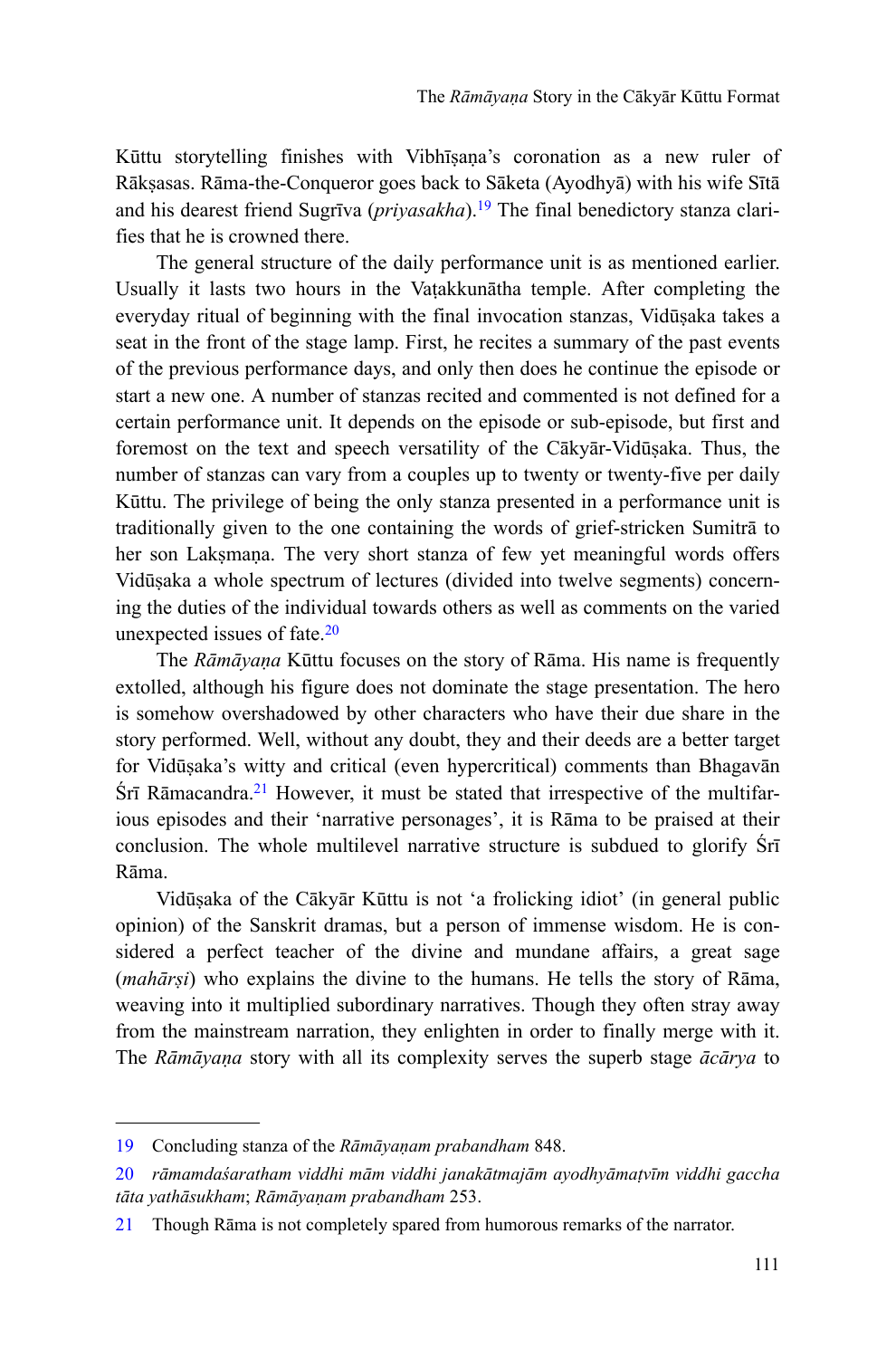Kūttu storytelling finishes with Vibhīṣaṇa's coronation as a new ruler of Rākṣasas. Rāma-the-Conqueror goes back to Sāketa (Ayodhyā) with his wife Sītā and his dearest friend Sugrīva (*priyasakha*).[19] The final benedictory stanza clarifies that he is crowned there.

The general structure of the daily performance unit is as mentioned earlier. Usually it lasts two hours in the Vaṭakkunātha temple. After completing the everyday ritual of beginning with the final invocation stanzas, Vidūṣaka takes a seat in the front of the stage lamp. First, he recites a summary of the past events of the previous performance days, and only then does he continue the episode or start a new one. A number of stanzas recited and commented is not defined for a certain performance unit. It depends on the episode or sub-episode, but first and foremost on the text and speech versatility of the Cākyār-Vidūṣaka. Thus, the number of stanzas can vary from a couples up to twenty or twenty-five per daily Kūttu. The privilege of being the only stanza presented in a performance unit is traditionally given to the one containing the words of grief-stricken Sumitrā to her son Lakṣmaṇa. The very short stanza of few yet meaningful words offers Vidūṣaka a whole spectrum of lectures (divided into twelve segments) concerning the duties of the individual towards others as well as comments on the varied unexpected issues of fate.[20]

The *Rāmāyaṇa* Kūttu focuses on the story of Rāma. His name is frequently extolled, although his figure does not dominate the stage presentation. The hero is somehow overshadowed by other characters who have their due share in the story performed. Well, without any doubt, they and their deeds are a better target for Vidūṣaka's witty and critical (even hypercritical) comments than Bhagavān Śrī Rāmacandra.[21] However, it must be stated that irrespective of the multifarious episodes and their 'narrative personages', it is Rāma to be praised at their conclusion. The whole multilevel narrative structure is subdued to glorify Śrī Rāma.

Vidūṣaka of the Cākyār Kūttu is not 'a frolicking idiot' (in general public opinion) of the Sanskrit dramas, but a person of immense wisdom. He is considered a perfect teacher of the divine and mundane affairs, a great sage (*mahārṣi*) who explains the divine to the humans. He tells the story of Rāma, weaving into it multiplied subordinary narratives. Though they often stray away from the mainstream narration, they enlighten in order to finally merge with it. The *Rāmāyaṇa* story with all its complexity serves the superb stage *ācārya* to

---

19 Concluding stanza of the *Rāmāyaṇam prabandham* 848.

20 *rāmamdaśaratham viddhi mām viddhi janakātmajām ayodhyāmaṭvīm viddhi gaccha tāta yathāsukham*; *Rāmāyaṇam prabandham* 253.

21 Though Rāma is not completely spared from humorous remarks of the narrator.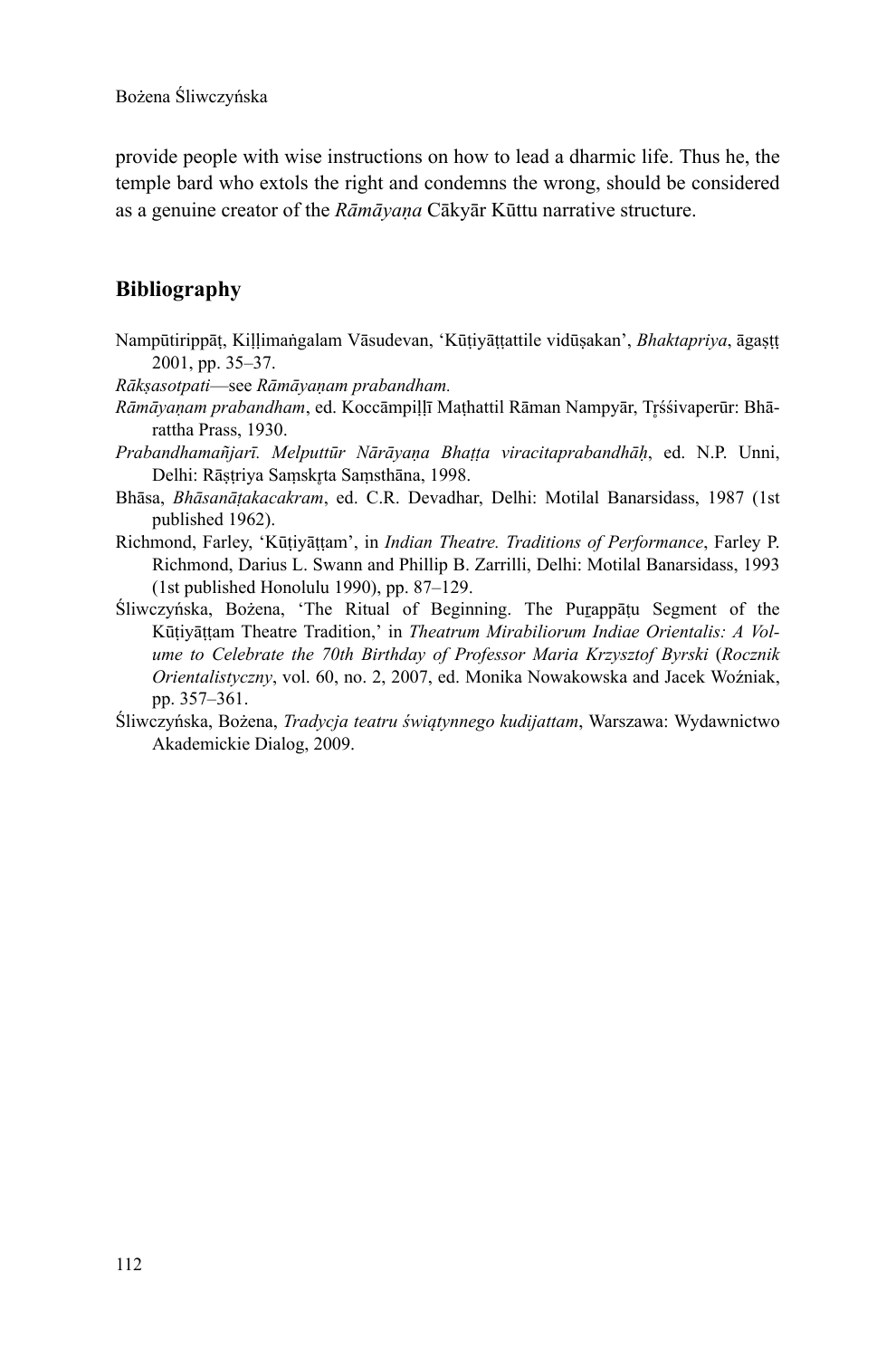provide people with wise instructions on how to lead a dharmic life. Thus he, the temple bard who extols the right and condemns the wrong, should be considered as a genuine creator of the *Rāmāyaṇa* Cākyār Kūttu narrative structure.

## Bibliography

Nampūtirippāṭ, Kiḻḻimaṅgalam Vāsudevan, 'Kūṭiyāṭṭattile vidūṣakan', *Bhaktapriya*, āgaṣṭ 2001, pp. 35–37.

*Rākṣasotpati*—see *Rāmāyaṇam prabandham.*

*Rāmāyaṇam prabandham*, ed. Koccāmpiḷḷī Maṭhattil Rāman Nampyār, Tr̥śśivaperūr: Bhārattha Prass, 1930.

*Prabandhamañjarī. Melputtūr Nārāyaṇa Bhaṭṭa viracitaprabandhāḥ*, ed. N.P. Unni, Delhi: Rāṣṭriya Saṃskr̥ta Saṃsthāna, 1998.

Bhāsa, *Bhāsanāṭakacakram*, ed. C.R. Devadhar, Delhi: Motilal Banarsidass, 1987 (1st published 1962).

Richmond, Farley, 'Kūṭiyāṭṭam', in *Indian Theatre. Traditions of Performance*, Farley P. Richmond, Darius L. Swann and Phillip B. Zarrilli, Delhi: Motilal Banarsidass, 1993 (1st published Honolulu 1990), pp. 87–129.

Śliwczyńska, Bożena, 'The Ritual of Beginning. The Puṟappāṭu Segment of the Kūṭiyāṭṭam Theatre Tradition,' in *Theatrum Mirabiliorum Indiae Orientalis: A Volume to Celebrate the 70th Birthday of Professor Maria Krzysztof Byrski* (*Rocznik Orientalistyczny*, vol. 60, no. 2, 2007, ed. Monika Nowakowska and Jacek Woźniak, pp. 357–361.

Śliwczyńska, Bożena, *Tradycja teatru świątynnego kudijattam*, Warszawa: Wydawnictwo Akademickie Dialog, 2009.